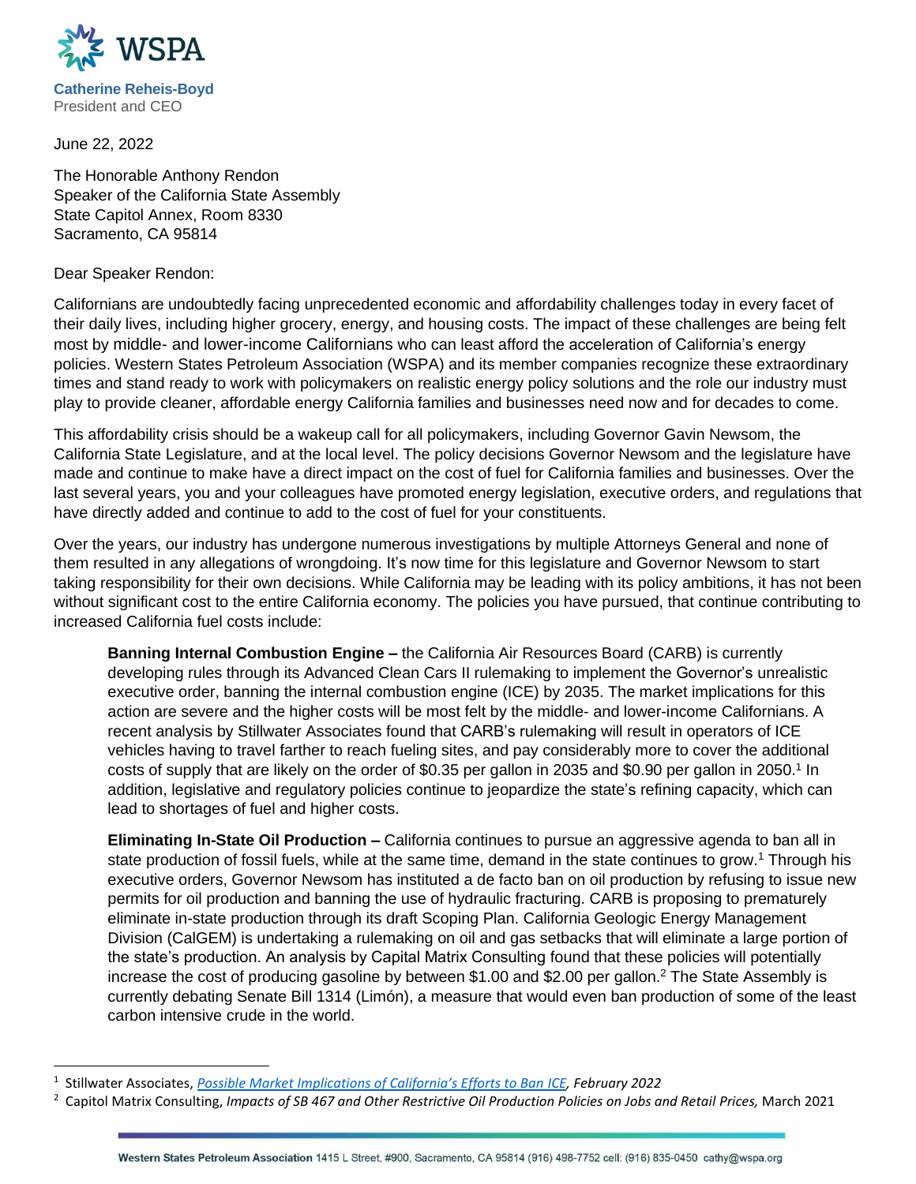**WSPA**

**Catherine Reheis-Boyd**
President and CEO

June 22, 2022

The Honorable Anthony Rendon
Speaker of the California State Assembly
State Capitol Annex, Room 8330
Sacramento, CA 95814

Dear Speaker Rendon:

Californians are undoubtedly facing unprecedented economic and affordability challenges today in every facet of their daily lives, including higher grocery, energy, and housing costs. The impact of these challenges are being felt most by middle- and lower-income Californians who can least afford the acceleration of California's energy policies. Western States Petroleum Association (WSPA) and its member companies recognize these extraordinary times and stand ready to work with policymakers on realistic energy policy solutions and the role our industry must play to provide cleaner, affordable energy California families and businesses need now and for decades to come.

This affordability crisis should be a wakeup call for all policymakers, including Governor Gavin Newsom, the California State Legislature, and at the local level. The policy decisions Governor Newsom and the legislature have made and continue to make have a direct impact on the cost of fuel for California families and businesses. Over the last several years, you and your colleagues have promoted energy legislation, executive orders, and regulations that have directly added and continue to add to the cost of fuel for your constituents.

Over the years, our industry has undergone numerous investigations by multiple Attorneys General and none of them resulted in any allegations of wrongdoing. It's now time for this legislature and Governor Newsom to start taking responsibility for their own decisions. While California may be leading with its policy ambitions, it has not been without significant cost to the entire California economy. The policies you have pursued, that continue contributing to increased California fuel costs include:

> **Banning Internal Combustion Engine –** the California Air Resources Board (CARB) is currently developing rules through its Advanced Clean Cars II rulemaking to implement the Governor's unrealistic executive order, banning the internal combustion engine (ICE) by 2035. The market implications for this action are severe and the higher costs will be most felt by the middle- and lower-income Californians. A recent analysis by Stillwater Associates found that CARB's rulemaking will result in operators of ICE vehicles having to travel farther to reach fueling sites, and pay considerably more to cover the additional costs of supply that are likely on the order of \$0.35 per gallon in 2035 and \$0.90 per gallon in 2050.[1] In addition, legislative and regulatory policies continue to jeopardize the state's refining capacity, which can lead to shortages of fuel and higher costs.
>
> **Eliminating In-State Oil Production –** California continues to pursue an aggressive agenda to ban all in state production of fossil fuels, while at the same time, demand in the state continues to grow.[1] Through his executive orders, Governor Newsom has instituted a de facto ban on oil production by refusing to issue new permits for oil production and banning the use of hydraulic fracturing. CARB is proposing to prematurely eliminate in-state production through its draft Scoping Plan. California Geologic Energy Management Division (CalGEM) is undertaking a rulemaking on oil and gas setbacks that will eliminate a large portion of the state's production. An analysis by Capital Matrix Consulting found that these policies will potentially increase the cost of producing gasoline by between \$1.00 and \$2.00 per gallon.[2] The State Assembly is currently debating Senate Bill 1314 (Limón), a measure that would even ban production of some of the least carbon intensive crude in the world.

---

[1] Stillwater Associates, *Possible Market Implications of California's Efforts to Ban ICE, February 2022*

[2] Capitol Matrix Consulting, *Impacts of SB 467 and Other Restrictive Oil Production Policies on Jobs and Retail Prices,* March 2021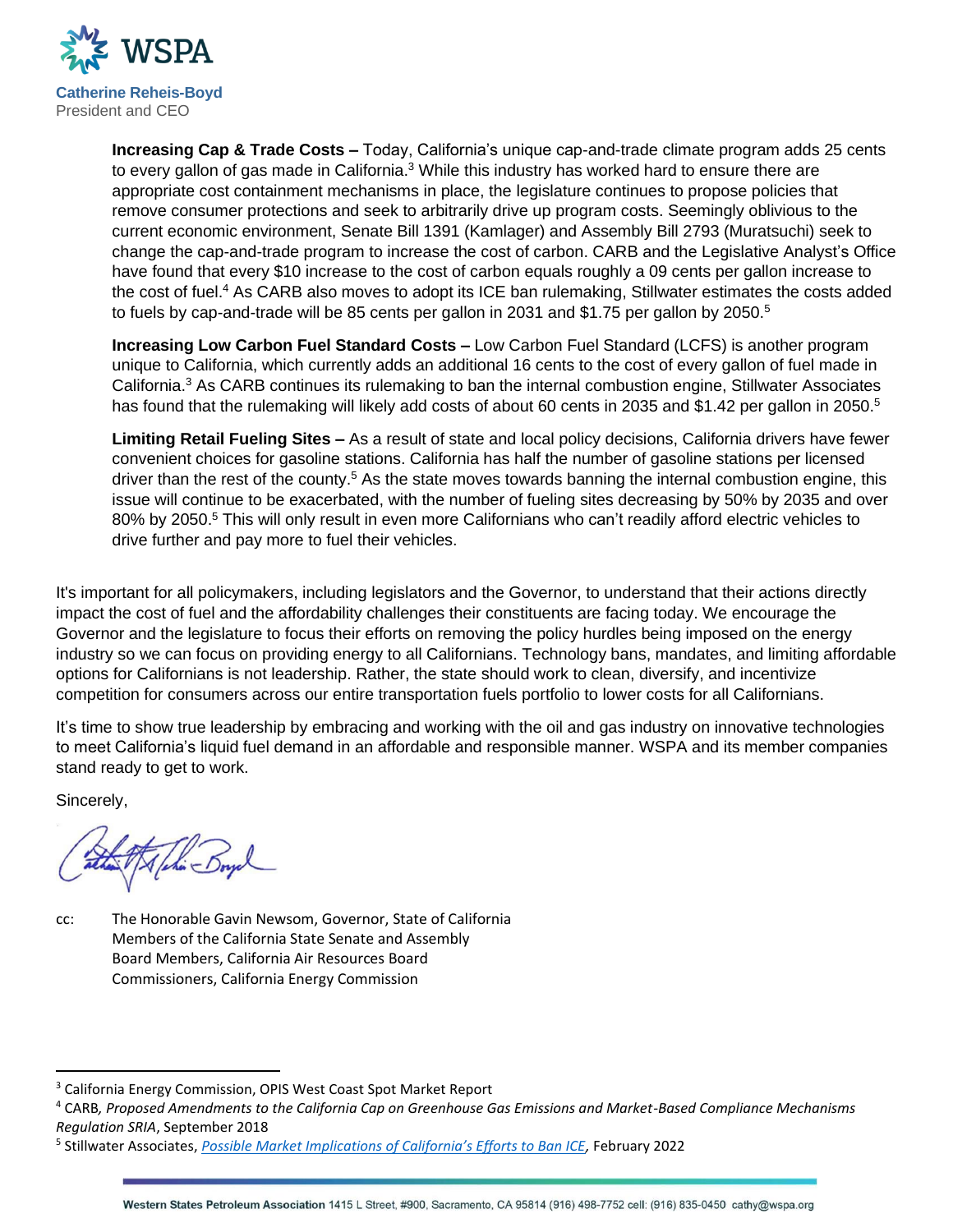**Catherine Reheis-Boyd**
President and CEO

**Increasing Cap & Trade Costs –** Today, California's unique cap-and-trade climate program adds 25 cents to every gallon of gas made in California.[3] While this industry has worked hard to ensure there are appropriate cost containment mechanisms in place, the legislature continues to propose policies that remove consumer protections and seek to arbitrarily drive up program costs. Seemingly oblivious to the current economic environment, Senate Bill 1391 (Kamlager) and Assembly Bill 2793 (Muratsuchi) seek to change the cap-and-trade program to increase the cost of carbon. CARB and the Legislative Analyst's Office have found that every $10 increase to the cost of carbon equals roughly a 09 cents per gallon increase to the cost of fuel.[4] As CARB also moves to adopt its ICE ban rulemaking, Stillwater estimates the costs added to fuels by cap-and-trade will be 85 cents per gallon in 2031 and $1.75 per gallon by 2050.[5]

**Increasing Low Carbon Fuel Standard Costs –** Low Carbon Fuel Standard (LCFS) is another program unique to California, which currently adds an additional 16 cents to the cost of every gallon of fuel made in California.[3] As CARB continues its rulemaking to ban the internal combustion engine, Stillwater Associates has found that the rulemaking will likely add costs of about 60 cents in 2035 and $1.42 per gallon in 2050.[5]

**Limiting Retail Fueling Sites –** As a result of state and local policy decisions, California drivers have fewer convenient choices for gasoline stations. California has half the number of gasoline stations per licensed driver than the rest of the county.[5] As the state moves towards banning the internal combustion engine, this issue will continue to be exacerbated, with the number of fueling sites decreasing by 50% by 2035 and over 80% by 2050.[5] This will only result in even more Californians who can't readily afford electric vehicles to drive further and pay more to fuel their vehicles.

It's important for all policymakers, including legislators and the Governor, to understand that their actions directly impact the cost of fuel and the affordability challenges their constituents are facing today. We encourage the Governor and the legislature to focus their efforts on removing the policy hurdles being imposed on the energy industry so we can focus on providing energy to all Californians. Technology bans, mandates, and limiting affordable options for Californians is not leadership. Rather, the state should work to clean, diversify, and incentivize competition for consumers across our entire transportation fuels portfolio to lower costs for all Californians.

It's time to show true leadership by embracing and working with the oil and gas industry on innovative technologies to meet California's liquid fuel demand in an affordable and responsible manner. WSPA and its member companies stand ready to get to work.

Sincerely,

cc: The Honorable Gavin Newsom, Governor, State of California
Members of the California State Senate and Assembly
Board Members, California Air Resources Board
Commissioners, California Energy Commission

---

[3] California Energy Commission, OPIS West Coast Spot Market Report

[4] CARB*, Proposed Amendments to the California Cap on Greenhouse Gas Emissions and Market-Based Compliance Mechanisms Regulation SRIA*, September 2018

[5] Stillwater Associates, *Possible Market Implications of California's Efforts to Ban ICE*, February 2022

Western States Petroleum Association 1415 L Street, #900, Sacramento, CA 95814 (916) 498-7752 cell: (916) 835-0450 cathy@wspa.org